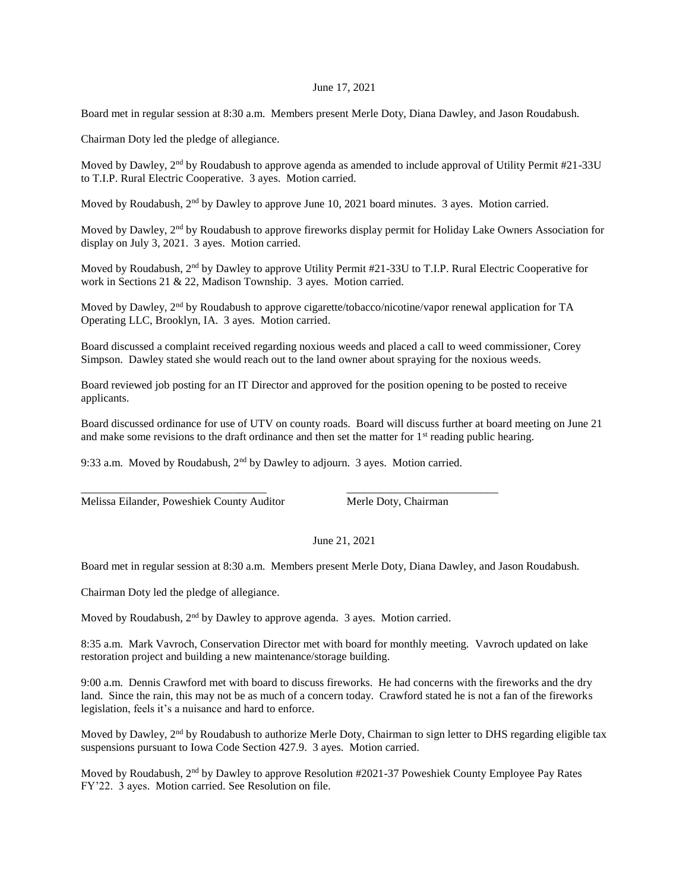June 17, 2021

Board met in regular session at 8:30 a.m. Members present Merle Doty, Diana Dawley, and Jason Roudabush.

Chairman Doty led the pledge of allegiance.

Moved by Dawley, 2nd by Roudabush to approve agenda as amended to include approval of Utility Permit #21-33U to T.I.P. Rural Electric Cooperative. 3 ayes. Motion carried.

Moved by Roudabush, 2nd by Dawley to approve June 10, 2021 board minutes. 3 ayes. Motion carried.

Moved by Dawley, 2nd by Roudabush to approve fireworks display permit for Holiday Lake Owners Association for display on July 3, 2021. 3 ayes. Motion carried.

Moved by Roudabush, 2nd by Dawley to approve Utility Permit #21-33U to T.I.P. Rural Electric Cooperative for work in Sections 21 & 22, Madison Township. 3 ayes. Motion carried.

Moved by Dawley, 2nd by Roudabush to approve cigarette/tobacco/nicotine/vapor renewal application for TA Operating LLC, Brooklyn, IA. 3 ayes. Motion carried.

Board discussed a complaint received regarding noxious weeds and placed a call to weed commissioner, Corey Simpson. Dawley stated she would reach out to the land owner about spraying for the noxious weeds.

Board reviewed job posting for an IT Director and approved for the position opening to be posted to receive applicants.

Board discussed ordinance for use of UTV on county roads. Board will discuss further at board meeting on June 21 and make some revisions to the draft ordinance and then set the matter for 1st reading public hearing.

9:33 a.m. Moved by Roudabush, 2nd by Dawley to adjourn. 3 ayes. Motion carried.

\_\_\_\_\_\_\_\_\_\_\_\_\_\_\_\_\_\_\_\_\_\_\_\_\_\_\_\_\_\_\_\_\_\_ \_\_\_\_\_\_\_\_\_\_\_\_\_\_\_\_\_\_\_\_\_\_\_\_\_\_\_\_
Melissa Eilander, Poweshiek County Auditor Merle Doty, Chairman

June 21, 2021

Board met in regular session at 8:30 a.m. Members present Merle Doty, Diana Dawley, and Jason Roudabush.

Chairman Doty led the pledge of allegiance.

Moved by Roudabush, 2nd by Dawley to approve agenda. 3 ayes. Motion carried.

8:35 a.m. Mark Vavroch, Conservation Director met with board for monthly meeting. Vavroch updated on lake restoration project and building a new maintenance/storage building.

9:00 a.m. Dennis Crawford met with board to discuss fireworks. He had concerns with the fireworks and the dry land. Since the rain, this may not be as much of a concern today. Crawford stated he is not a fan of the fireworks legislation, feels it's a nuisance and hard to enforce.

Moved by Dawley, 2nd by Roudabush to authorize Merle Doty, Chairman to sign letter to DHS regarding eligible tax suspensions pursuant to Iowa Code Section 427.9. 3 ayes. Motion carried.

Moved by Roudabush, 2nd by Dawley to approve Resolution #2021-37 Poweshiek County Employee Pay Rates FY'22. 3 ayes. Motion carried. See Resolution on file.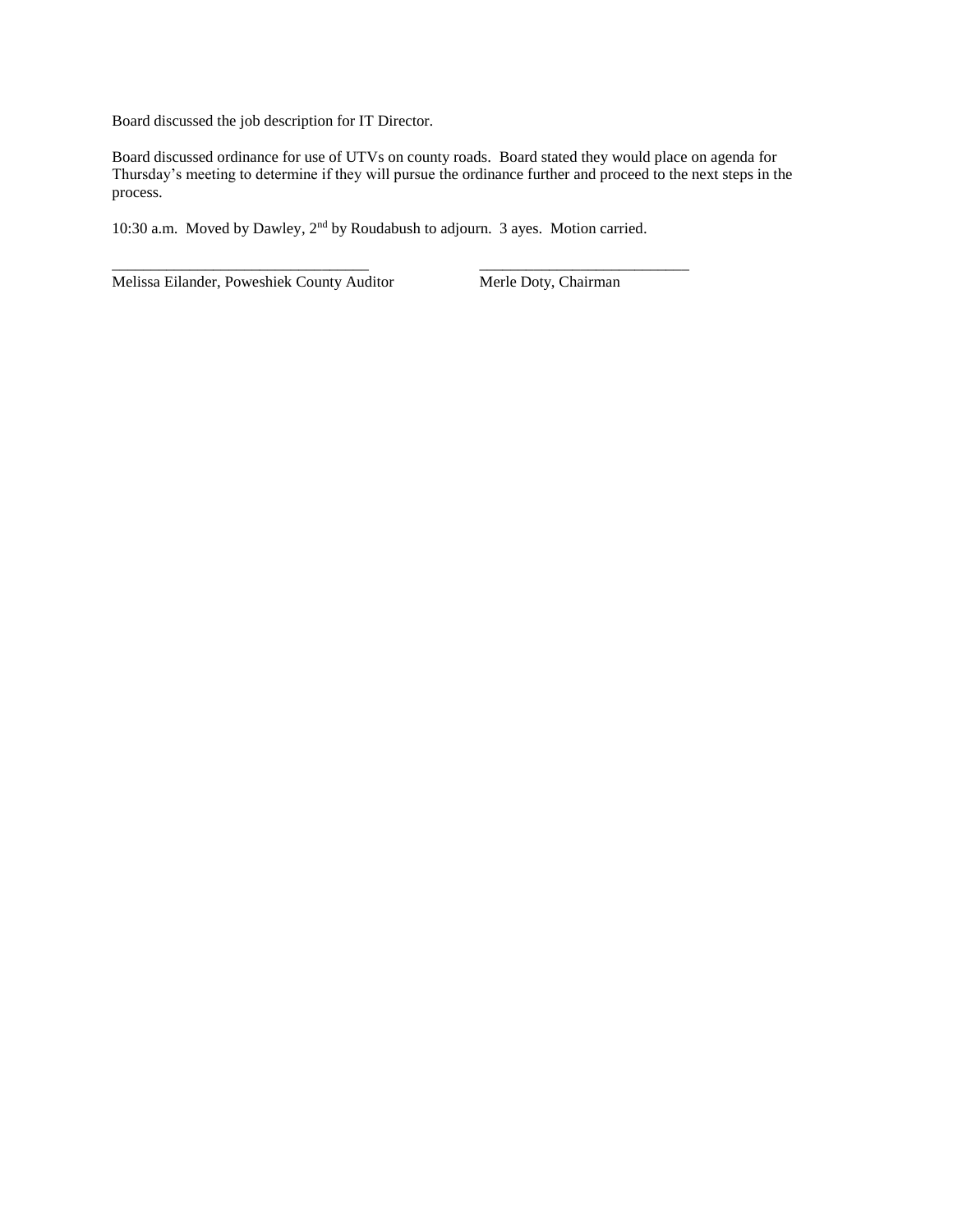Board discussed the job description for IT Director.

Board discussed ordinance for use of UTVs on county roads. Board stated they would place on agenda for Thursday's meeting to determine if they will pursue the ordinance further and proceed to the next steps in the process.

10:30 a.m. Moved by Dawley, 2nd by Roudabush to adjourn. 3 ayes. Motion carried.

| | |
|---|---|
| ________________________________ | ___________________________ |
| Melissa Eilander, Poweshiek County Auditor | Merle Doty, Chairman |